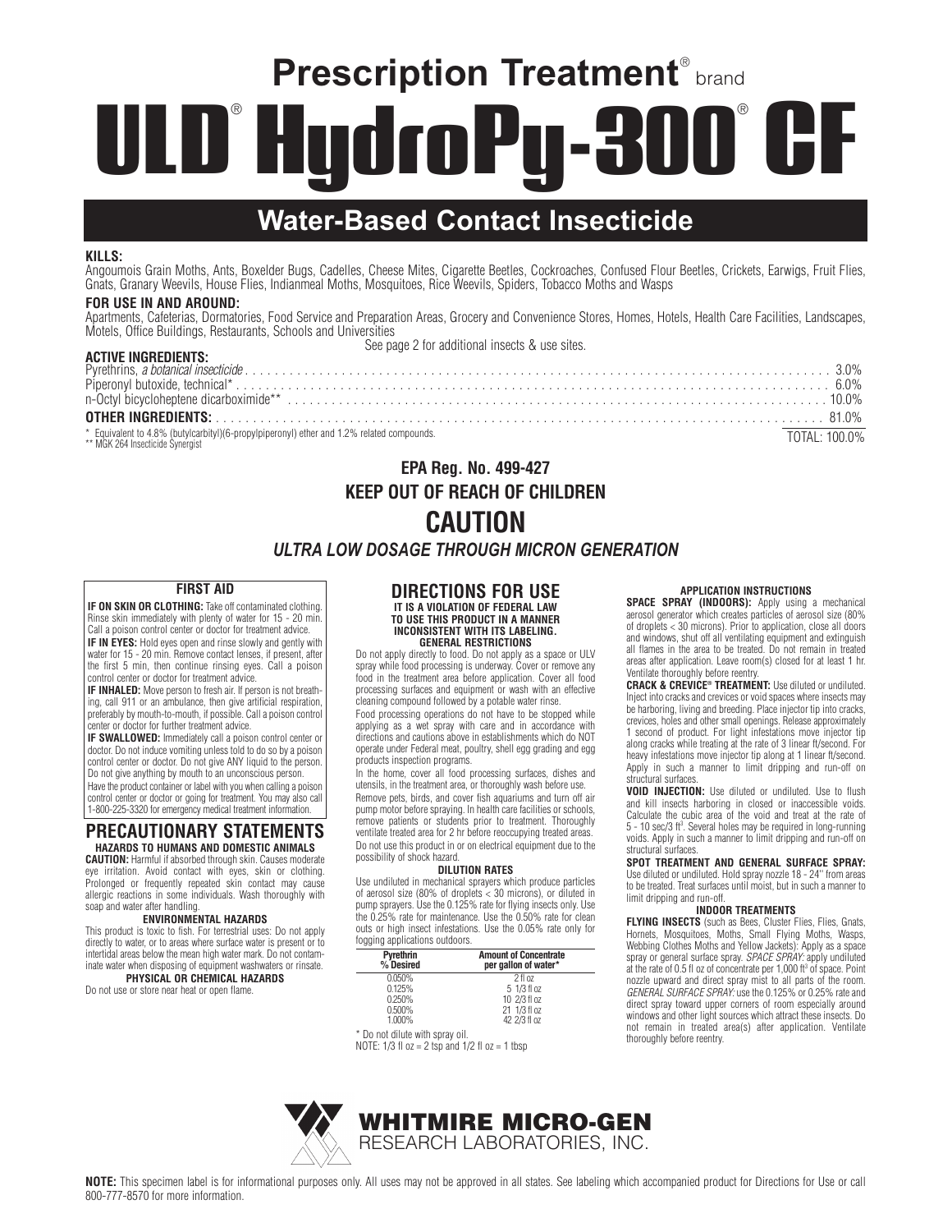# Prescription Treatment® brand

# ULD® HydroPy-300® CF

## Water-Based Contact Insecticide

**KILLS:**
Angoumois Grain Moths, Ants, Boxelder Bugs, Cadelles, Cheese Mites, Cigarette Beetles, Cockroaches, Confused Flour Beetles, Crickets, Earwigs, Fruit Flies, Gnats, Granary Weevils, House Flies, Indianmeal Moths, Mosquitoes, Rice Weevils, Spiders, Tobacco Moths and Wasps

**FOR USE IN AND AROUND:**
Apartments, Cafeterias, Dormatories, Food Service and Preparation Areas, Grocery and Convenience Stores, Homes, Hotels, Health Care Facilities, Landscapes, Motels, Office Buildings, Restaurants, Schools and Universities

See page 2 for additional insects & use sites.

**ACTIVE INGREDIENTS:**

| | |
|---|---|
| Pyrethrins, *a botanical insecticide* | 3.0% |
| Piperonyl butoxide, technical* | 6.0% |
| n-Octyl bicycloheptene dicarboximide** | 10.0% |
| **OTHER INGREDIENTS:** | 81.0% |
| | TOTAL: 100.0% |

\* Equivalent to 4.8% (butylcarbityl)(6-propylpiperonyl) ether and 1.2% related compounds.
\*\* MGK 264 Insecticide Synergist

**EPA Reg. No. 499-427**

**KEEP OUT OF REACH OF CHILDREN**

## CAUTION

***ULTRA LOW DOSAGE THROUGH MICRON GENERATION***

### FIRST AID

**IF ON SKIN OR CLOTHING:** Take off contaminated clothing. Rinse skin immediately with plenty of water for 15 - 20 min. Call a poison control center or doctor for treatment advice.

**IF IN EYES:** Hold eyes open and rinse slowly and gently with water for 15 - 20 min. Remove contact lenses, if present, after the first 5 min, then continue rinsing eyes. Call a poison control center or doctor for treatment advice.

**IF INHALED:** Move person to fresh air. If person is not breathing, call 911 or an ambulance, then give artificial respiration, preferably by mouth-to-mouth, if possible. Call a poison control center or doctor for further treatment advice.

**IF SWALLOWED:** Immediately call a poison control center or doctor. Do not induce vomiting unless told to do so by a poison control center or doctor. Do not give ANY liquid to the person. Do not give anything by mouth to an unconscious person.

Have the product container or label with you when calling a poison control center or doctor or going for treatment. You may also call 1-800-225-3320 for emergency medical treatment information.

## PRECAUTIONARY STATEMENTS

**HAZARDS TO HUMANS AND DOMESTIC ANIMALS**

**CAUTION:** Harmful if absorbed through skin. Causes moderate eye irritation. Avoid contact with eyes, skin or clothing. Prolonged or frequently repeated skin contact may cause allergic reactions in some individuals. Wash thoroughly with soap and water after handling.

**ENVIRONMENTAL HAZARDS**

This product is toxic to fish. For terrestrial uses: Do not apply directly to water, or to areas where surface water is present or to intertidal areas below the mean high water mark. Do not contaminate water when disposing of equipment washwaters or rinsate.

**PHYSICAL OR CHEMICAL HAZARDS**

Do not use or store near heat or open flame.

## DIRECTIONS FOR USE

**IT IS A VIOLATION OF FEDERAL LAW TO USE THIS PRODUCT IN A MANNER INCONSISTENT WITH ITS LABELING.**

**GENERAL RESTRICTIONS**

Do not apply directly to food. Do not apply as a space or ULV spray while food processing is underway. Cover or remove any food in the treatment area before application. Cover all food processing surfaces and equipment or wash with an effective cleaning compound followed by a potable water rinse.

Food processing operations do not have to be stopped while applying as a wet spray with care and in accordance with directions and cautions above in establishments which do NOT operate under Federal meat, poultry, shell egg grading and egg products inspection programs.

In the home, cover all food processing surfaces, dishes and utensils, in the treatment area, or thoroughly wash before use.

Remove pets, birds, and cover fish aquariums and turn off air pump motor before spraying. In health care facilities or schools, remove patients or students prior to treatment. Thoroughly ventilate treated area for 2 hr before reoccupying treated areas.

Do not use this product in or on electrical equipment due to the possibility of shock hazard.

**DILUTION RATES**

Use undiluted in mechanical sprayers which produce particles of aerosol size (80% of droplets < 30 microns), or diluted in pump sprayers. Use the 0.125% rate for flying insects only. Use the 0.25% rate for maintenance. Use the 0.50% rate for clean outs or high insect infestations. Use the 0.05% rate only for fogging applications outdoors.

| Pyrethrin % Desired | Amount of Concentrate per gallon of water* |
|---|---|
| 0.050% | 2 fl oz |
| 0.125% | 5 1/3 fl oz |
| 0.250% | 10 2/3 fl oz |
| 0.500% | 21 1/3 fl oz |
| 1.000% | 42 2/3 fl oz |

\* Do not dilute with spray oil.

NOTE: 1/3 fl oz = 2 tsp and 1/2 fl oz = 1 tbsp

**APPLICATION INSTRUCTIONS**

**SPACE SPRAY (INDOORS):** Apply using a mechanical aerosol generator which creates particles of aerosol size (80% of droplets < 30 microns). Prior to application, close all doors and windows, shut off all ventilating equipment and extinguish all flames in the area to be treated. Do not remain in treated areas after application. Leave room(s) closed for at least 1 hr. Ventilate thoroughly before reentry.

**CRACK & CREVICE® TREATMENT:** Use diluted or undiluted. Inject into cracks and crevices or void spaces where insects may be harboring, living and breeding. Place injector tip into cracks, crevices, holes and other small openings. Release approximately 1 second of product. For light infestations move injector tip along cracks while treating at the rate of 3 linear ft/second. For heavy infestations move injector tip along at 1 linear ft/second. Apply in such a manner to limit dripping and run-off on structural surfaces.

**VOID INJECTION:** Use diluted or undiluted. Use to flush and kill insects harboring in closed or inaccessible voids. Calculate the cubic area of the void and treat at the rate of 5 - 10 sec/3 ft$^3$. Several holes may be required in long-running voids. Apply in such a manner to limit dripping and run-off on structural surfaces.

**SPOT TREATMENT AND GENERAL SURFACE SPRAY:** Use diluted or undiluted. Hold spray nozzle 18 - 24" from areas to be treated. Treat surfaces until moist, but in such a manner to limit dripping and run-off.

**INDOOR TREATMENTS**

**FLYING INSECTS** (such as Bees, Cluster Flies, Flies, Gnats, Hornets, Mosquitoes, Moths, Small Flying Moths, Wasps, Webbing Clothes Moths and Yellow Jackets): Apply as a space spray or general surface spray. *SPACE SPRAY:* apply undiluted at the rate of 0.5 fl oz of concentrate per 1,000 ft$^3$ of space. Point nozzle upward and direct spray mist to all parts of the room. *GENERAL SURFACE SPRAY:* use the 0.125% or 0.25% rate and direct spray toward upper corners of room especially around windows and other light sources which attract these insects. Do not remain in treated area(s) after application. Ventilate thoroughly before reentry.

**WHITMIRE MICRO-GEN**
RESEARCH LABORATORIES, INC.

**NOTE:** This specimen label is for informational purposes only. All uses may not be approved in all states. See labeling which accompanied product for Directions for Use or call 800-777-8570 for more information.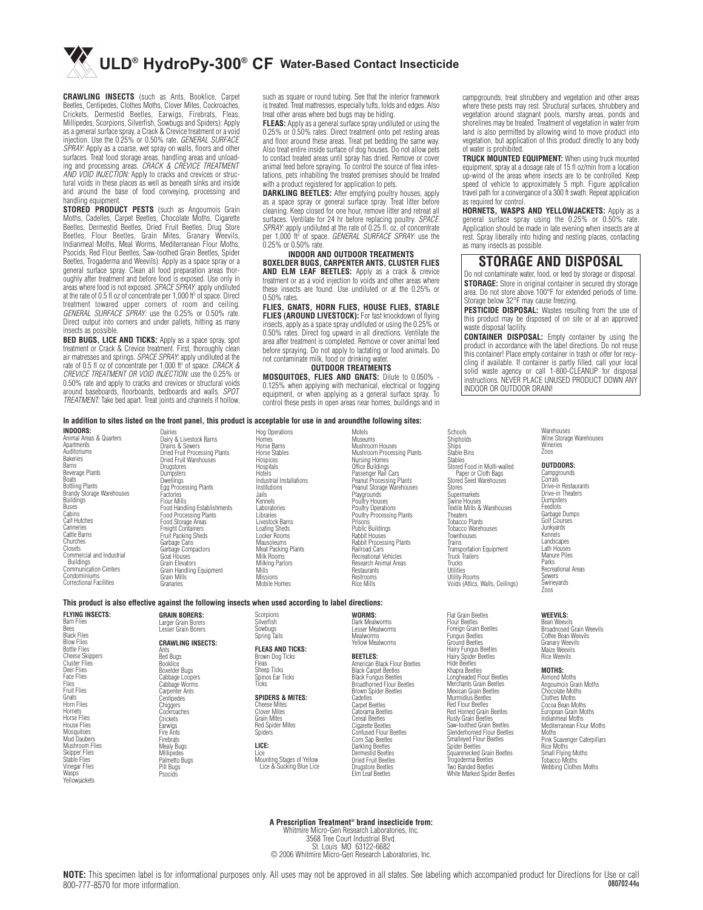# ULD® HydroPy-300® CF Water-Based Contact Insecticide

**CRAWLING INSECTS** (such as Ants, Booklice, Carpet Beetles, Centipedes, Clothes Moths, Clover Mites, Cockroaches, Crickets, Dermestid Beetles, Earwigs, Firebrats, Fleas, Millipedes, Scorpions, Silverfish, Sowbugs and Spiders): Apply as a general surface spray, a Crack & Crevice treatment or a void injection. Use the 0.25% or 0.50% rate. *GENERAL SURFACE SPRAY:* Apply as a coarse, wet spray on walls, floors and other surfaces. Treat food storage areas, handling areas and unloading and processing areas. *CRACK & CREVICE TREATMENT AND VOID INJECTION:* Apply to cracks and crevices or structural voids in these places as well as beneath sinks and inside and around the base of food conveying, processing and handling equipment.

**STORED PRODUCT PESTS** (such as Angoumois Grain Moths, Cadelles, Carpet Beetles, Chocolate Moths, Cigarette Beetles, Dermestid Beetles, Dried Fruit Beetles, Drug Store Beetles, Flour Beetles, Grain Mites, Granary Weevils, Indianmeal Moths, Meal Worms, Mediterranean Flour Moths, Psocids, Red Flour Beetles, Saw-toothed Grain Beetles, Spider Beetles, Trogaderma and Weevils): Apply as a space spray or a general surface spray. Clean all food preparation areas thoroughly after treatment and before food is exposed. Use only in areas where food is not exposed. *SPACE SPRAY:* apply undiluted at the rate of 0.5 fl oz of concentrate per 1,000 ft³ of space. Direct treatment toward upper corners of room and ceiling. *GENERAL SURFACE SPRAY:* use the 0.25% or 0.50% rate. Direct output into corners and under pallets, hitting as many insects as possible.

**BED BUGS, LICE AND TICKS:** Apply as a space spray, spot treatment or Crack & Crevice treatment. First, thoroughly clean air matresses and springs. *SPACE SPRAY:* apply undiluted at the rate of 0.5 fl oz of concentrate per 1,000 ft³ of space. *CRACK & CREVICE TREATMENT OR VOID INJECTION:* use the 0.25% or 0.50% rate and apply to cracks and crevices or structural voids around baseboards, floorboards, bedboards and walls. *SPOT TREATMENT:* Take bed apart. Treat joints and channels if hollow, such as square or round tubing. See that the interior framework is treated. Treat mattresses, especially tufts, folds and edges. Also treat other areas where bed bugs may be hiding.

**FLEAS:** Apply as a general surface spray undiluted or using the 0.25% or 0.50% rates. Direct treatment onto pet resting areas and floor around these areas. Treat pet bedding the same way. Also treat entire inside surface of dog houses. Do not allow pets to contact treated areas until spray has dried. Remove or cover animal feed before spraying. To control the source of flea infestations, pets inhabiting the treated premises should be treated with a product registered for application to pets.

**DARKLING BEETLES:** After emptying poultry houses, apply as a space spray or general surface spray. Treat litter before cleaning. Keep closed for one hour, remove litter and retreat all surfaces. Ventilate for 24 hr before replacing poultry. *SPACE SPRAY:* apply undiluted at the rate of 0.25 fl. oz. of concentrate per 1,000 ft³ of space. *GENERAL SURFACE SPRAY:* use the 0.25% or 0.50% rate.

### INDOOR AND OUTDOOR TREATMENTS

**BOXELDER BUGS, CARPENTER ANTS, CLUSTER FLIES AND ELM LEAF BEETLES:** Apply as a crack & crevice treatment or as a void injection to voids and other areas where these insects are found. Use undiluted or at the 0.25% or 0.50% rates.

**FLIES, GNATS, HORN FLIES, HOUSE FLIES, STABLE FLIES (AROUND LIVESTOCK):** For fast knockdown of flying insects, apply as a space spray undiluted or using the 0.25% or 0.50% rates. Direct fog upward in all directions. Ventilate the area after treatment is completed. Remove or cover animal feed before spraying. Do not apply to lactating or food animals. Do not contaminate milk, food or drinking water.

### OUTDOOR TREATMENTS

**MOSQUITOES, FLIES AND GNATS:** Dilute to 0.050% - 0.125% when applying with mechanical, electrical or fogging equipment, or when applying as a general surface spray. To control these pests in open areas near homes, buildings and in campgrounds, treat shrubbery and vegetation and other areas where these pests may rest. Structural surfaces, shrubbery and vegetation around stagnant pools, marshy areas, ponds and shorelines may be treated. Treatment of vegetation in water from land is also permitted by allowing wind to move product into vegetation, but application of this product directly to any body of water is prohibited.

**TRUCK MOUNTED EQUIPMENT:** When using truck mounted equipment, spray at a dosage rate of 15 fl oz/min from a location up-wind of the areas where insects are to be controlled. Keep speed of vehicle to approximately 5 mph. Figure application travel path for a convergance of a 300 ft swath. Repeat application as required for control.

**HORNETS, WASPS AND YELLOWJACKETS:** Apply as a general surface spray using the 0.25% or 0.50% rate. Application should be made in late evening when insects are at rest. Spray liberally into hiding and nesting places, contacting as many insects as possible.

## STORAGE AND DISPOSAL

Do not contaminate water, food, or feed by storage or disposal.

**STORAGE:** Store in original container in secured dry storage area. Do not store above 100°F for extended periods of time. Storage below 32°F may cause freezing.

**PESTICIDE DISPOSAL:** Wastes resulting from the use of this product may be disposed of on site or at an approved waste disposal facility.

**CONTAINER DISPOSAL:** Empty container by using the product in accordance with the label directions. Do not reuse this container! Place empty container in trash or offer for recycling if available. If container is partly filled, call your local solid waste agency or call 1-800-CLEANUP for disposal instructions. NEVER PLACE UNUSED PRODUCT DOWN ANY INDOOR OR OUTDOOR DRAIN!

**In addition to sites listed on the front panel, this product is acceptable for use in and aroundthe following sites:**

**INDOORS:**
Animal Areas & Quarters
Apartments
Auditoriums
Bakeries
Barns
Beverage Plants
Boats
Bottling Plants
Brandy Storage Warehouses
Buildings
Buses
Cabins
Calf Hutches
Canneries
Cattle Barns
Churches
Closets
Commercial and Industrial Buildings
Communication Centers
Condominiums
Correctional Facilities
Dairies
Dairy & Livestock Barns
Drains & Sewers
Dried Fruit Processing Plants
Dried Fruit Warehouses
Drugstores
Dumpsters
Dwellings
Egg Processing Plants
Factories
Flour Mills
Food Handling Establishments
Food Processing Plants
Food Storage Areas
Freight Containers
Fruit Packing Sheds
Garbage Cans
Garbage Compactors
Goat Houses
Grain Elevators
Grain Handling Equipment
Grain Mills
Granaries
Hog Operations
Homes
Horse Barns
Horse Stables
Hospices
Hospitals
Hotels
Industrial Installations
Institutions
Jails
Kennels
Laboratories
Libraries
Livestock Barns
Loafing Sheds
Locker Rooms
Mausoleums
Meat Packing Plants
Milk Rooms
Milking Parlors
Mills
Missions
Mobile Homes
Motels
Museums
Mushroom Houses
Mushroom Processing Plants
Nursing Homes
Office Buildings
Passenger Rail Cars
Peanut Processing Plants
Peanut Storage Warehouses
Playgrounds
Poultry Houses
Poultry Operations
Poultry Processing Plants
Prisons
Public Buildings
Rabbit Houses
Rabbit Processing Plants
Railroad Cars
Recreational Vehicles
Research Animal Areas
Restaurants
Restrooms
Rice Mills
Schools
Shipholds
Ships
Stable Bins
Stables
Stored Food in Multi-walled Paper or Cloth Bags
Stored Seed Warehouses
Stores
Supermarkets
Swine Houses
Textile Mills & Warehouses
Theaters
Tobacco Plants
Tobacco Warehouses
Townhouses
Trains
Transportation Equipment
Truck Trailers
Trucks
Utilities
Utility Rooms
Voids (Attics, Walls, Ceilings)
Warehouses
Wine Storage Warehouses
Wineries
Zoos

**OUTDOORS:**
Campgrounds
Corrals
Drive-in Restaurants
Drive-in Theaters
Dumpsters
Feedlots
Garbage Dumps
Golf Courses
Junkyards
Kennels
Landscapes
Lath Houses
Manure Piles
Parks
Recreational Areas
Sewers
Swineyards
Zoos

**This product is also effective against the following insects when used according to label directions:**

**FLYING INSECTS:**
Barn Flies
Bees
Black Flies
Blow Flies
Bottle Flies
Cheese Skippers
Cluster Flies
Deer Flies
Face Flies
Flies
Fruit Flies
Gnats
Horn Flies
Hornets
Horse Flies
House Flies
Mosquitoes
Mud Daubers
Mushroom Flies
Skipper Flies
Stable Flies
Vinegar Flies
Wasps
Yellowjackets

**GRAIN BORERS:**
Larger Grain Borers
Lesser Grain Borers

**CRAWLING INSECTS:**
Ants
Bed Bugs
Booklice
Boxelder Bugs
Cabbage Loopers
Cabbage Worms
Carpenter Ants
Centipedes
Chiggers
Cockroaches
Crickets
Earwigs
Fire Ants
Firebrats
Mealy Bugs
Millipedes
Palmetto Bugs
Pill Bugs
Psocids
Scorpions
Silverfish
Sowbugs
Spring Tails

**FLEAS AND TICKS:**
Brown Dog Ticks
Fleas
Sheep Ticks
Spinos Ear Ticks
Ticks

**SPIDERS & MITES:**
Cheese Mites
Clover Mites
Grain Mites
Red Spider Mites
Spiders

**LICE:**
Lice
Mounting Stages of Yellow Lice & Sucking Blue Lice

**WORMS:**
Dark Mealworms
Lesser Mealworms
Mealworms
Yellow Mealworms

**BEETLES:**
American Black Flour Beetles
Black Carpet Beetles
Black Fungus Beetles
Broadhorned Flour Beetles
Brown Spider Beetles
Cadelles
Carpet Beetles
Catorama Beetles
Cereal Beetles
Cigarette Beetles
Confused Flour Beetles
Corn Sap Beetles
Darkling Beetles
Dermestid Beetles
Dried Fruit Beetles
Drugstore Beetles
Elm Leaf Beetles
Flat Grain Beetles
Flour Beetles
Foreign Grain Beetles
Fungus Beetles
Ground Beetles
Hairy Fungus Beetles
Hairy Spider Beetles
Hide Beetles
Khapra Beetles
Longheaded Flour Beetles
Merchants Grain Beetles
Mexican Grain Beetles
Murmidius Beetles
Red Flour Beetles
Red Horned Grain Beetles
Rusty Grain Beetles
Saw-toothed Grain Beetles
Slenderhorned Flour Beetles
Smalleyed Flour Beetles
Spider Beetles
Squarenecked Grain Beetles
Trogoderma Beetles
Two Banded Beetles
White Marked Spider Beetles

**WEEVILS:**
Bean Weevils
Broadnosed Grain Weevils
Coffee Bean Weevils
Granary Weevils
Maize Weevils
Rice Weevils

**MOTHS:**
Almond Moths
Angoumois Grain Moths
Chocolate Moths
Clothes Moths
Cocoa Bean Moths
European Grain Moths
Indianmeal Moths
Mediterranean Flour Moths
Moths
Pink Scavenger Caterpillars
Rice Moths
Small Flying Moths
Tobacco Moths
Webbing Clothes Moths

**A Prescription Treatment® brand insecticide from:**
Whitmire Micro-Gen Research Laboratories, Inc.
3568 Tree Court Industrial Blvd.
St. Louis MO 63122-6682
© 2006 Whitmire Micro-Gen Research Laboratories, Inc.

**NOTE:** This specimen label is for informational purposes only. All uses may not be approved in all states. See labeling which accompanied product for Directions for Use or call 800-777-8570 for more information.

**080702-44a**